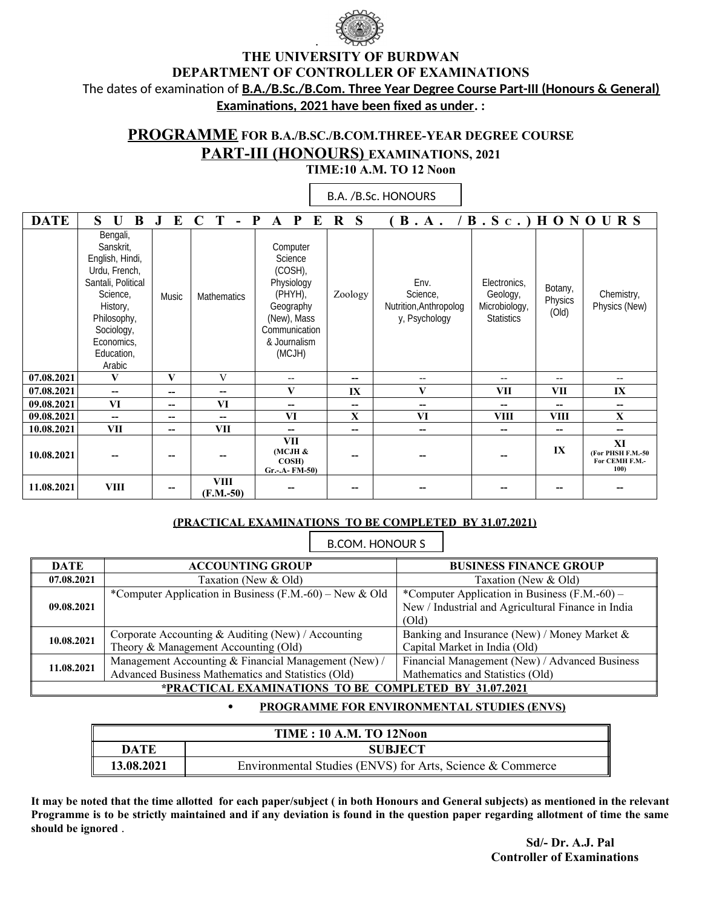# THE UNIVERSITY OF BURDWAN
## DEPARTMENT OF CONTROLLER OF EXAMINATIONS

The dates of examination of **B.A./B.Sc./B.Com. Three Year Degree Course Part-III (Honours & General) Examinations, 2021 have been fixed as under**. :

## PROGRAMME FOR B.A./B.SC./B.COM.THREE-YEAR DEGREE COURSE PART-III (HONOURS) EXAMINATIONS, 2021

**TIME:10 A.M. TO 12 Noon**

B.A. /B.Sc. HONOURS

| DATE | SUBJECT-PAPERS (B.A. /B.Sc.) HONOURS | | | | | | | | |
|---|---|---|---|---|---|---|---|---|---|
| | Bengali, Sanskrit, English, Hindi, Urdu, French, Santali, Political Science, History, Philosophy, Sociology, Economics, Education, Arabic | Music | Mathematics | Computer Science (COSH), Physiology (PHYH), Geography (New), Mass Communication & Journalism (MCJH) | Zoology | Env. Science, Nutrition,Anthropology, Psychology | Electronics, Geology, Microbiology, Statistics | Botany, Physics (Old) | Chemistry, Physics (New) |
| 07.08.2021 | V | V | V | -- | -- | -- | -- | -- | -- |
| 07.08.2021 | -- | -- | -- | V | IX | V | VII | VII | IX |
| 09.08.2021 | VI | -- | VI | -- | -- | -- | -- | -- | -- |
| 09.08.2021 | -- | -- | -- | VI | X | VI | VIII | VIII | X |
| 10.08.2021 | VII | -- | VII | -- | -- | -- | -- | -- | -- |
| 10.08.2021 | -- | -- | -- | VII (MCJH & COSH) Gr.-.A- FM-50) | -- | -- | -- | IX | XI (For PHSH F.M.-50 For CEMH F.M.-100) |
| 11.08.2021 | VIII | -- | VIII (F.M.-50) | -- | -- | -- | -- | -- | -- |

**(PRACTICAL EXAMINATIONS TO BE COMPLETED BY 31.07.2021)**

B.COM. HONOUR S

| DATE | ACCOUNTING GROUP | BUSINESS FINANCE GROUP |
|---|---|---|
| 07.08.2021 | Taxation (New & Old) | Taxation (New & Old) |
| 09.08.2021 | *Computer Application in Business (F.M.-60) – New & Old | *Computer Application in Business (F.M.-60) – New / Industrial and Agricultural Finance in India (Old) |
| 10.08.2021 | Corporate Accounting & Auditing (New) / Accounting Theory & Management Accounting (Old) | Banking and Insurance (New) / Money Market & Capital Market in India (Old) |
| 11.08.2021 | Management Accounting & Financial Management (New) / Advanced Business Mathematics and Statistics (Old) | Financial Management (New) / Advanced Business Mathematics and Statistics (Old) |
| ***PRACTICAL EXAMINATIONS TO BE COMPLETED BY 31.07.2021** | | |

- **PROGRAMME FOR ENVIRONMENTAL STUDIES (ENVS)**

| TIME : 10 A.M. TO 12Noon | |
|---|---|
| **DATE** | **SUBJECT** |
| 13.08.2021 | Environmental Studies (ENVS) for Arts, Science & Commerce |

**It may be noted that the time allotted for each paper/subject ( in both Honours and General subjects) as mentioned in the relevant Programme is to be strictly maintained and if any deviation is found in the question paper regarding allotment of time the same should be ignored** .

**Sd/- Dr. A.J. Pal**
**Controller of Examinations**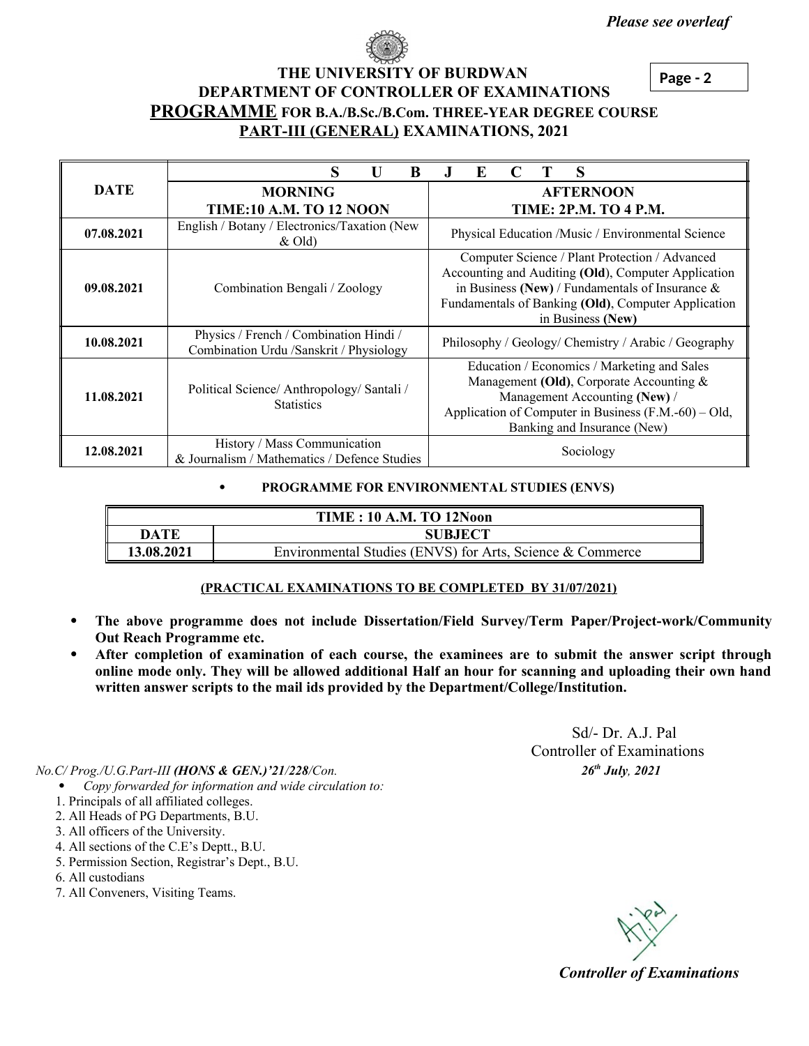*Please see overleaf*

**Page - 2**

# THE UNIVERSITY OF BURDWAN
## DEPARTMENT OF CONTROLLER OF EXAMINATIONS
## PROGRAMME FOR B.A./B.Sc./B.Com. THREE-YEAR DEGREE COURSE
## PART-III (GENERAL) EXAMINATIONS, 2021

| DATE | SUBJECTS | |
|---|---|---|
| | **MORNING TIME:10 A.M. TO 12 NOON** | **AFTERNOON TIME: 2P.M. TO 4 P.M.** |
| **07.08.2021** | English / Botany / Electronics/Taxation (New & Old) | Physical Education /Music / Environmental Science |
| **09.08.2021** | Combination Bengali / Zoology | Computer Science / Plant Protection / Advanced Accounting and Auditing **(Old)**, Computer Application in Business **(New)** / Fundamentals of Insurance & Fundamentals of Banking **(Old)**, Computer Application in Business **(New)** |
| **10.08.2021** | Physics / French / Combination Hindi / Combination Urdu /Sanskrit / Physiology | Philosophy / Geology/ Chemistry / Arabic / Geography |
| **11.08.2021** | Political Science/ Anthropology/ Santali / Statistics | Education / Economics / Marketing and Sales Management **(Old)**, Corporate Accounting & Management Accounting **(New)** / Application of Computer in Business (F.M.-60) – Old, Banking and Insurance (New) |
| **12.08.2021** | History / Mass Communication & Journalism / Mathematics / Defence Studies | Sociology |

- **PROGRAMME FOR ENVIRONMENTAL STUDIES (ENVS)**

| TIME : 10 A.M. TO 12Noon | |
|---|---|
| **DATE** | **SUBJECT** |
| **13.08.2021** | Environmental Studies (ENVS) for Arts, Science & Commerce |

**(PRACTICAL EXAMINATIONS TO BE COMPLETED BY 31/07/2021)**

- **The above programme does not include Dissertation/Field Survey/Term Paper/Project-work/Community Out Reach Programme etc.**
- **After completion of examination of each course, the examinees are to submit the answer script through online mode only. They will be allowed additional Half an hour for scanning and uploading their own hand written answer scripts to the mail ids provided by the Department/College/Institution.**

Sd/- Dr. A.J. Pal
Controller of Examinations

*No.C/ Prog./U.G.Part-III **(HONS & GEN.)'21/228**/Con.* ***26th July, 2021***

- *Copy forwarded for information and wide circulation to:*

1. Principals of all affiliated colleges.
2. All Heads of PG Departments, B.U.
3. All officers of the University.
4. All sections of the C.E's Deptt., B.U.
5. Permission Section, Registrar's Dept., B.U.
6. All custodians
7. All Conveners, Visiting Teams.

***Controller of Examinations***